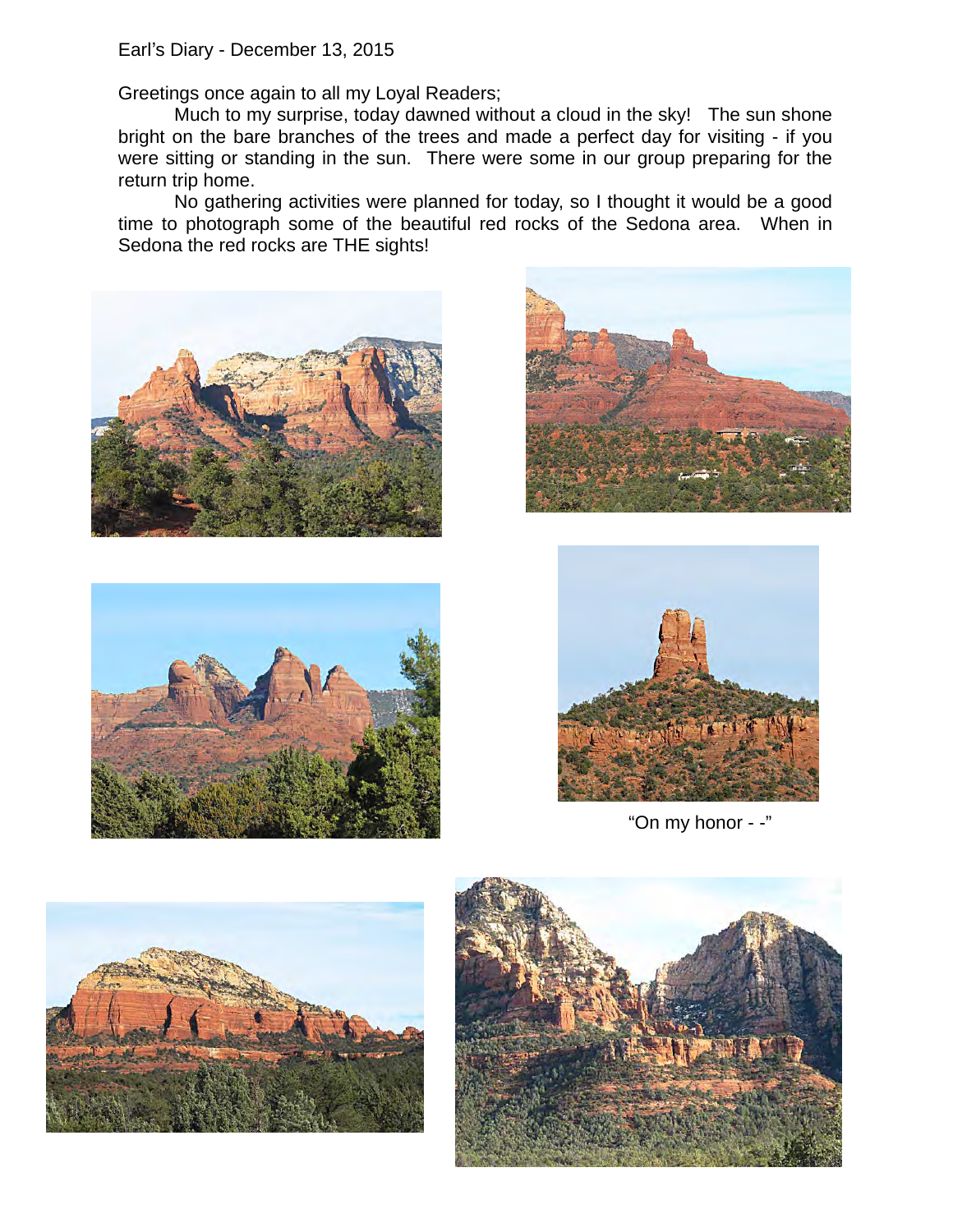Earl's Diary - December 13, 2015

Greetings once again to all my Loyal Readers;

Much to my surprise, today dawned without a cloud in the sky! The sun shone bright on the bare branches of the trees and made a perfect day for visiting - if you were sitting or standing in the sun. There were some in our group preparing for the return trip home.

No gathering activities were planned for today, so I thought it would be a good time to photograph some of the beautiful red rocks of the Sedona area. When in Sedona the red rocks are THE sights!

"On my honor - -"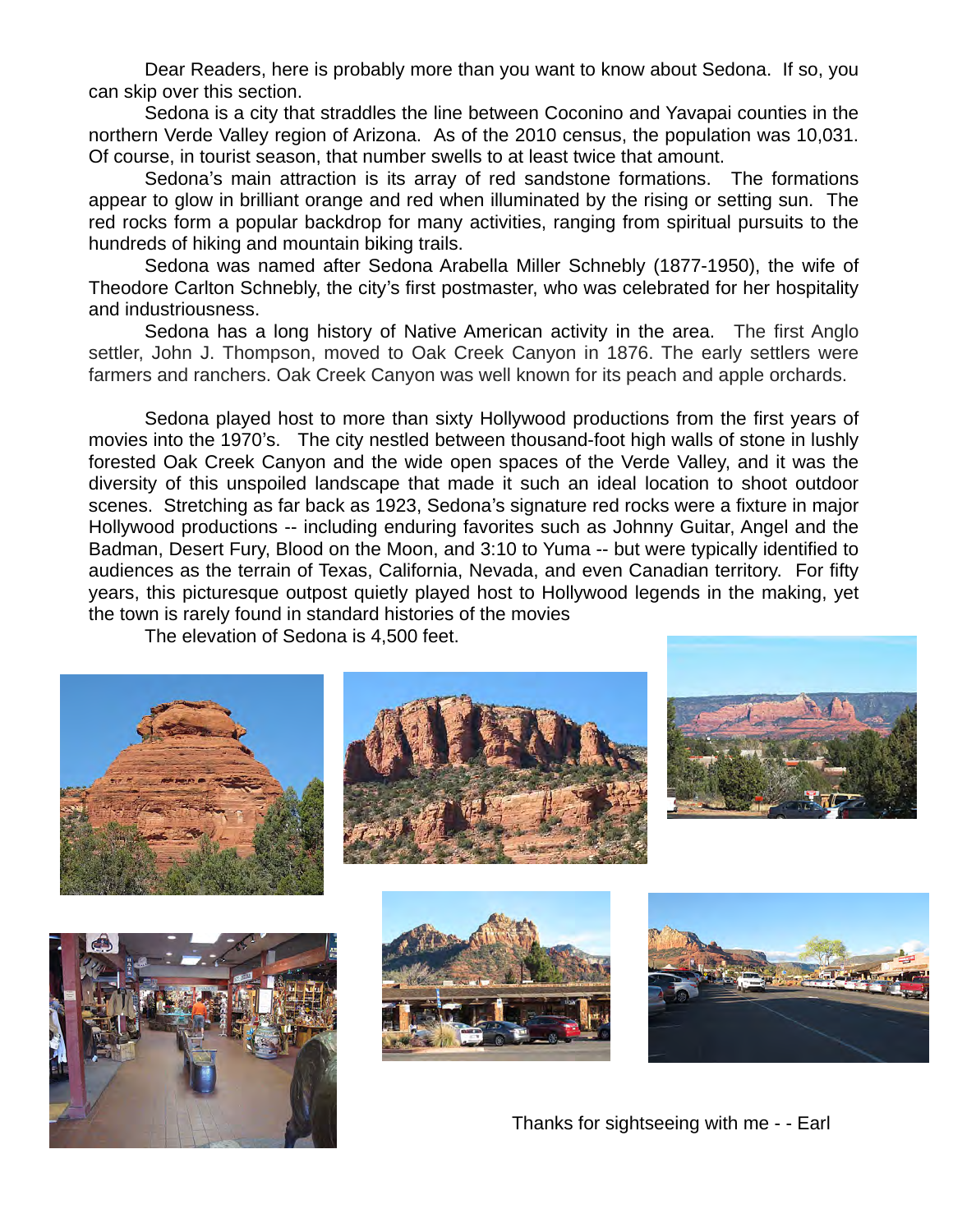Dear Readers, here is probably more than you want to know about Sedona. If so, you can skip over this section.

Sedona is a city that straddles the line between Coconino and Yavapai counties in the northern Verde Valley region of Arizona. As of the 2010 census, the population was 10,031. Of course, in tourist season, that number swells to at least twice that amount.

Sedona's main attraction is its array of red sandstone formations. The formations appear to glow in brilliant orange and red when illuminated by the rising or setting sun. The red rocks form a popular backdrop for many activities, ranging from spiritual pursuits to the hundreds of hiking and mountain biking trails.

Sedona was named after Sedona Arabella Miller Schnebly (1877-1950), the wife of Theodore Carlton Schnebly, the city's first postmaster, who was celebrated for her hospitality and industriousness.

Sedona has a long history of Native American activity in the area. The first Anglo settler, John J. Thompson, moved to Oak Creek Canyon in 1876. The early settlers were farmers and ranchers. Oak Creek Canyon was well known for its peach and apple orchards.

Sedona played host to more than sixty Hollywood productions from the first years of movies into the 1970's. The city nestled between thousand-foot high walls of stone in lushly forested Oak Creek Canyon and the wide open spaces of the Verde Valley, and it was the diversity of this unspoiled landscape that made it such an ideal location to shoot outdoor scenes. Stretching as far back as 1923, Sedona's signature red rocks were a fixture in major Hollywood productions -- including enduring favorites such as Johnny Guitar, Angel and the Badman, Desert Fury, Blood on the Moon, and 3:10 to Yuma -- but were typically identified to audiences as the terrain of Texas, California, Nevada, and even Canadian territory. For fifty years, this picturesque outpost quietly played host to Hollywood legends in the making, yet the town is rarely found in standard histories of the movies

The elevation of Sedona is 4,500 feet.

Thanks for sightseeing with me - - Earl